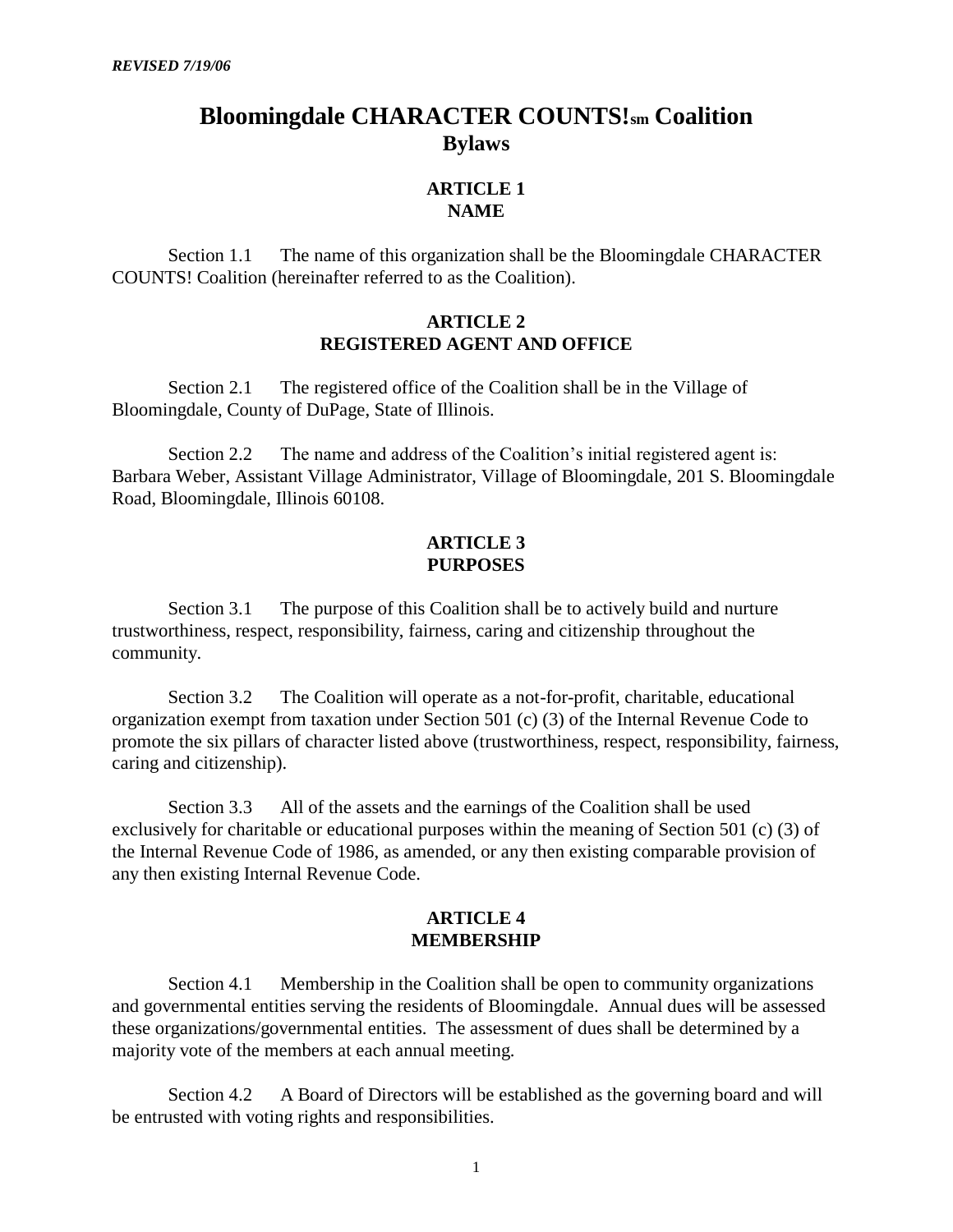*REVISED 7/19/06*

# Bloomingdale CHARACTER COUNTS!sm Coalition
## Bylaws

### ARTICLE 1
### NAME

Section 1.1 The name of this organization shall be the Bloomingdale CHARACTER COUNTS! Coalition (hereinafter referred to as the Coalition).

### ARTICLE 2
### REGISTERED AGENT AND OFFICE

Section 2.1 The registered office of the Coalition shall be in the Village of Bloomingdale, County of DuPage, State of Illinois.

Section 2.2 The name and address of the Coalition's initial registered agent is: Barbara Weber, Assistant Village Administrator, Village of Bloomingdale, 201 S. Bloomingdale Road, Bloomingdale, Illinois 60108.

### ARTICLE 3
### PURPOSES

Section 3.1 The purpose of this Coalition shall be to actively build and nurture trustworthiness, respect, responsibility, fairness, caring and citizenship throughout the community.

Section 3.2 The Coalition will operate as a not-for-profit, charitable, educational organization exempt from taxation under Section 501 (c) (3) of the Internal Revenue Code to promote the six pillars of character listed above (trustworthiness, respect, responsibility, fairness, caring and citizenship).

Section 3.3 All of the assets and the earnings of the Coalition shall be used exclusively for charitable or educational purposes within the meaning of Section 501 (c) (3) of the Internal Revenue Code of 1986, as amended, or any then existing comparable provision of any then existing Internal Revenue Code.

### ARTICLE 4
### MEMBERSHIP

Section 4.1 Membership in the Coalition shall be open to community organizations and governmental entities serving the residents of Bloomingdale. Annual dues will be assessed these organizations/governmental entities. The assessment of dues shall be determined by a majority vote of the members at each annual meeting.

Section 4.2 A Board of Directors will be established as the governing board and will be entrusted with voting rights and responsibilities.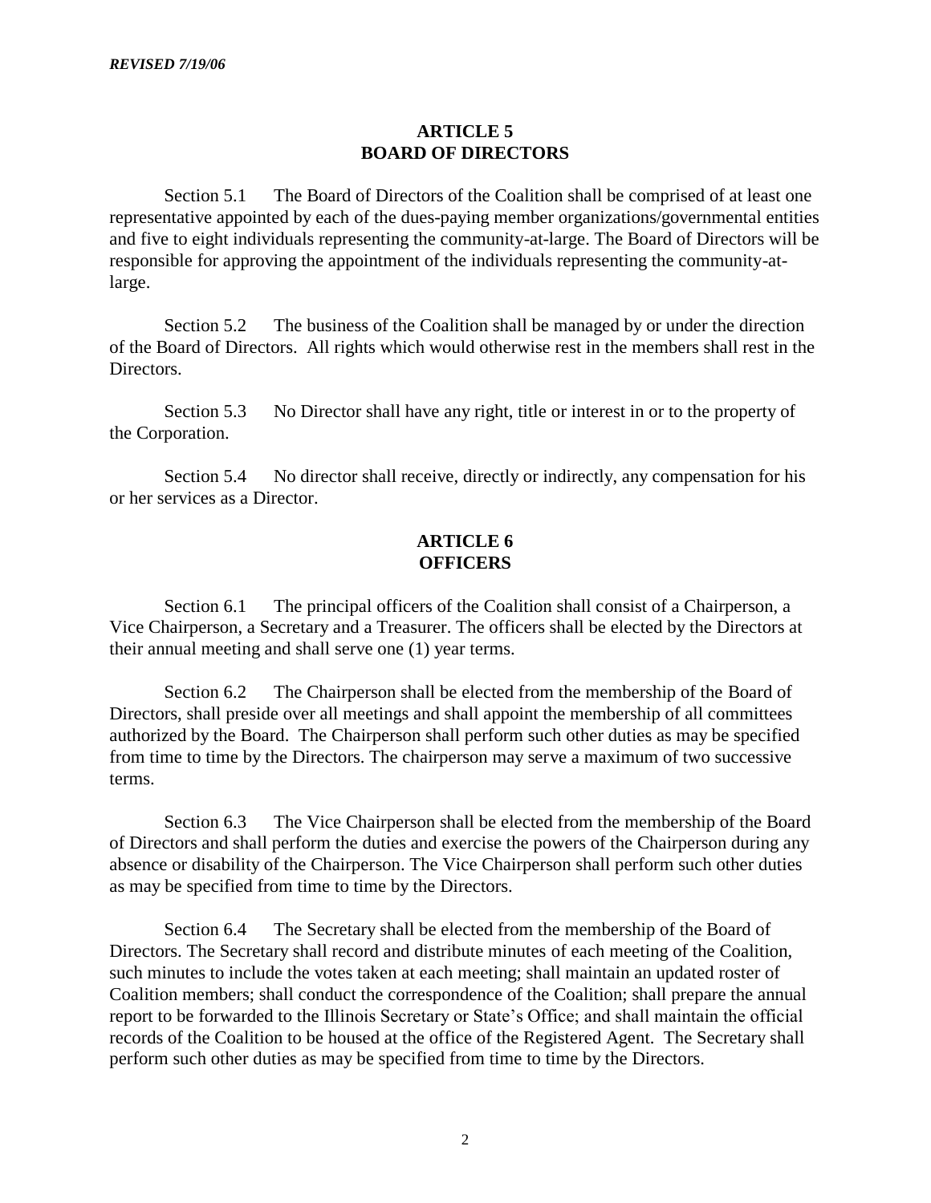*REVISED 7/19/06*

## ARTICLE 5
## BOARD OF DIRECTORS

Section 5.1 The Board of Directors of the Coalition shall be comprised of at least one representative appointed by each of the dues-paying member organizations/governmental entities and five to eight individuals representing the community-at-large. The Board of Directors will be responsible for approving the appointment of the individuals representing the community-at-large.

Section 5.2 The business of the Coalition shall be managed by or under the direction of the Board of Directors. All rights which would otherwise rest in the members shall rest in the Directors.

Section 5.3 No Director shall have any right, title or interest in or to the property of the Corporation.

Section 5.4 No director shall receive, directly or indirectly, any compensation for his or her services as a Director.

## ARTICLE 6
## OFFICERS

Section 6.1 The principal officers of the Coalition shall consist of a Chairperson, a Vice Chairperson, a Secretary and a Treasurer. The officers shall be elected by the Directors at their annual meeting and shall serve one (1) year terms.

Section 6.2 The Chairperson shall be elected from the membership of the Board of Directors, shall preside over all meetings and shall appoint the membership of all committees authorized by the Board. The Chairperson shall perform such other duties as may be specified from time to time by the Directors. The chairperson may serve a maximum of two successive terms.

Section 6.3 The Vice Chairperson shall be elected from the membership of the Board of Directors and shall perform the duties and exercise the powers of the Chairperson during any absence or disability of the Chairperson. The Vice Chairperson shall perform such other duties as may be specified from time to time by the Directors.

Section 6.4 The Secretary shall be elected from the membership of the Board of Directors. The Secretary shall record and distribute minutes of each meeting of the Coalition, such minutes to include the votes taken at each meeting; shall maintain an updated roster of Coalition members; shall conduct the correspondence of the Coalition; shall prepare the annual report to be forwarded to the Illinois Secretary or State's Office; and shall maintain the official records of the Coalition to be housed at the office of the Registered Agent. The Secretary shall perform such other duties as may be specified from time to time by the Directors.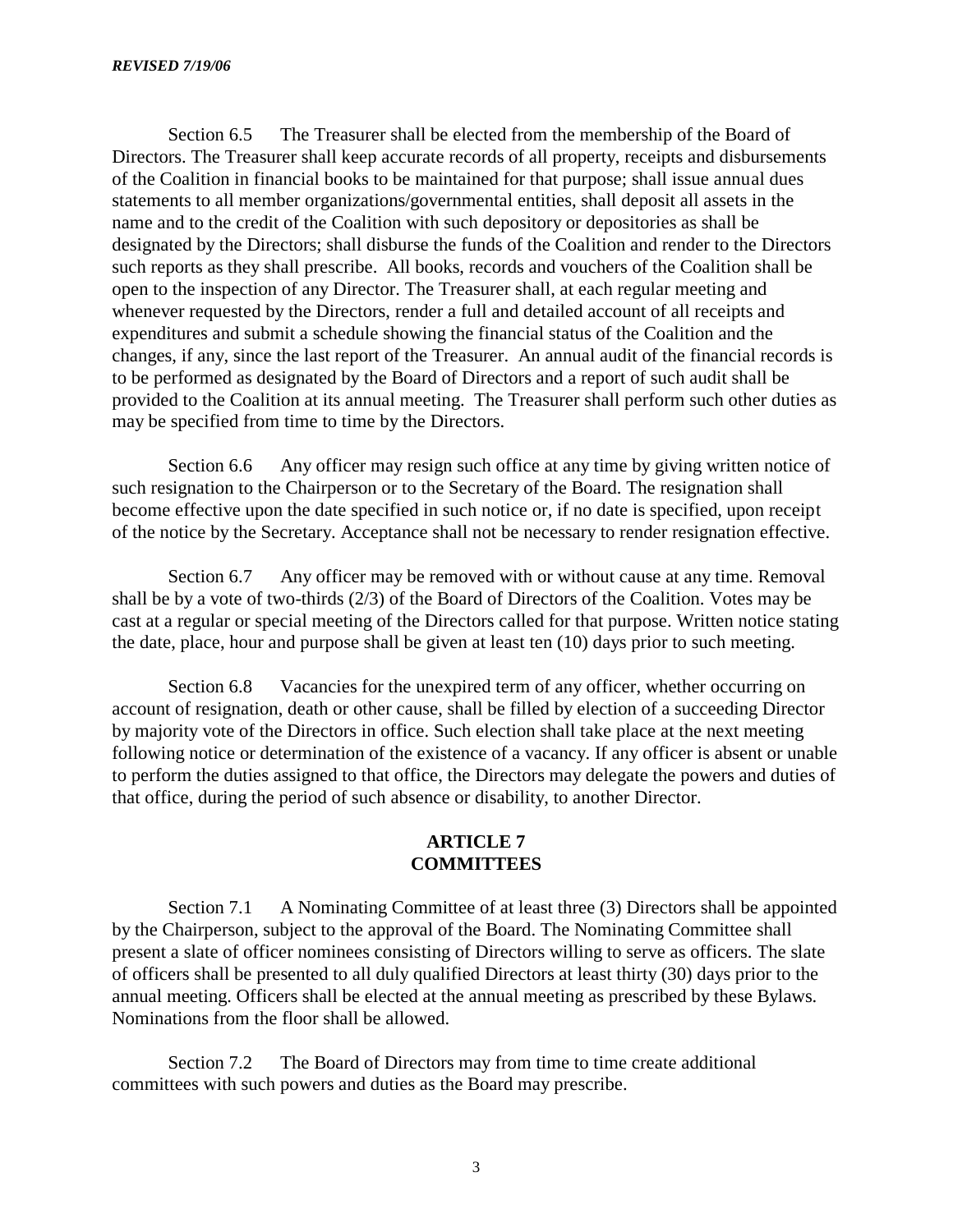Section 6.5 The Treasurer shall be elected from the membership of the Board of Directors. The Treasurer shall keep accurate records of all property, receipts and disbursements of the Coalition in financial books to be maintained for that purpose; shall issue annual dues statements to all member organizations/governmental entities, shall deposit all assets in the name and to the credit of the Coalition with such depository or depositories as shall be designated by the Directors; shall disburse the funds of the Coalition and render to the Directors such reports as they shall prescribe. All books, records and vouchers of the Coalition shall be open to the inspection of any Director. The Treasurer shall, at each regular meeting and whenever requested by the Directors, render a full and detailed account of all receipts and expenditures and submit a schedule showing the financial status of the Coalition and the changes, if any, since the last report of the Treasurer. An annual audit of the financial records is to be performed as designated by the Board of Directors and a report of such audit shall be provided to the Coalition at its annual meeting. The Treasurer shall perform such other duties as may be specified from time to time by the Directors.

Section 6.6 Any officer may resign such office at any time by giving written notice of such resignation to the Chairperson or to the Secretary of the Board. The resignation shall become effective upon the date specified in such notice or, if no date is specified, upon receipt of the notice by the Secretary. Acceptance shall not be necessary to render resignation effective.

Section 6.7 Any officer may be removed with or without cause at any time. Removal shall be by a vote of two-thirds (2/3) of the Board of Directors of the Coalition. Votes may be cast at a regular or special meeting of the Directors called for that purpose. Written notice stating the date, place, hour and purpose shall be given at least ten (10) days prior to such meeting.

Section 6.8 Vacancies for the unexpired term of any officer, whether occurring on account of resignation, death or other cause, shall be filled by election of a succeeding Director by majority vote of the Directors in office. Such election shall take place at the next meeting following notice or determination of the existence of a vacancy. If any officer is absent or unable to perform the duties assigned to that office, the Directors may delegate the powers and duties of that office, during the period of such absence or disability, to another Director.

## ARTICLE 7
## COMMITTEES

Section 7.1 A Nominating Committee of at least three (3) Directors shall be appointed by the Chairperson, subject to the approval of the Board. The Nominating Committee shall present a slate of officer nominees consisting of Directors willing to serve as officers. The slate of officers shall be presented to all duly qualified Directors at least thirty (30) days prior to the annual meeting. Officers shall be elected at the annual meeting as prescribed by these Bylaws. Nominations from the floor shall be allowed.

Section 7.2 The Board of Directors may from time to time create additional committees with such powers and duties as the Board may prescribe.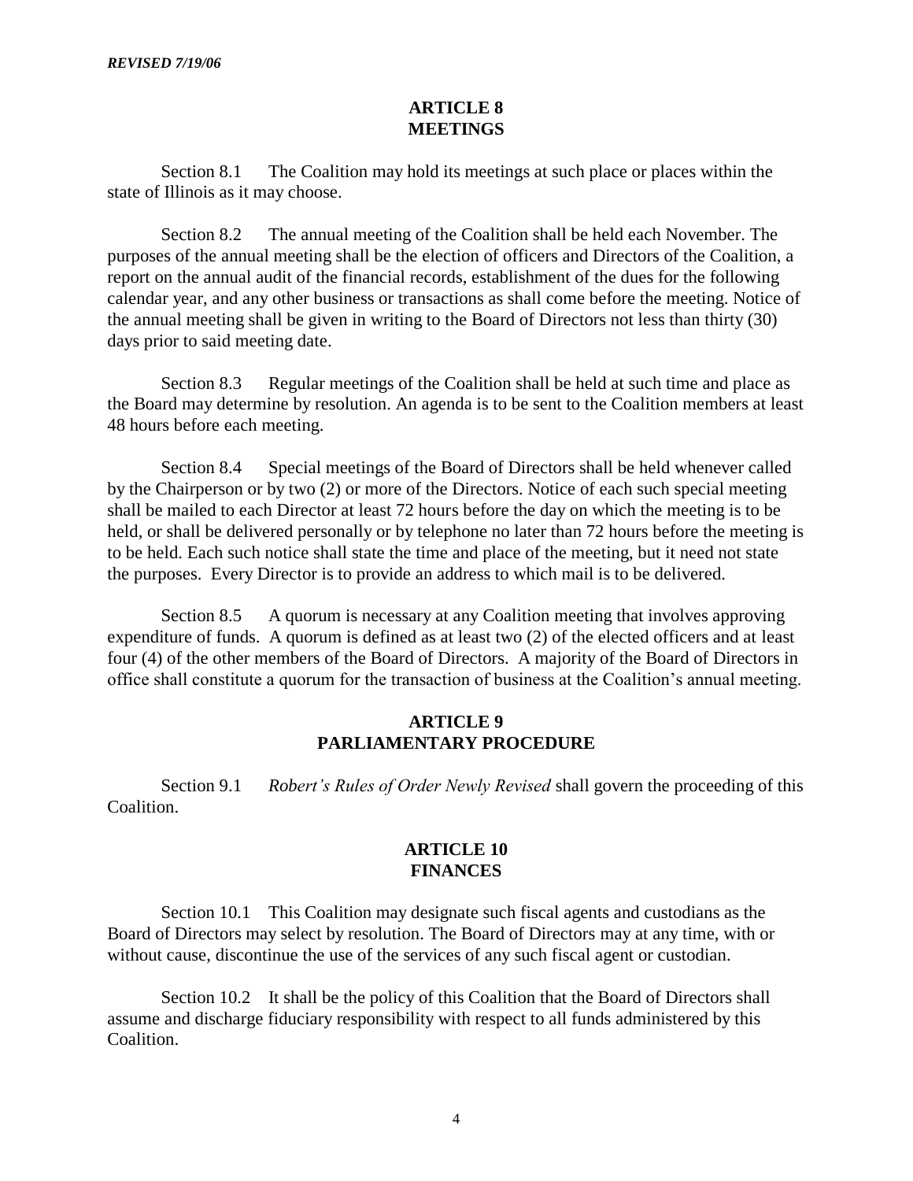*REVISED 7/19/06*

## ARTICLE 8
## MEETINGS

Section 8.1 The Coalition may hold its meetings at such place or places within the state of Illinois as it may choose.

Section 8.2 The annual meeting of the Coalition shall be held each November. The purposes of the annual meeting shall be the election of officers and Directors of the Coalition, a report on the annual audit of the financial records, establishment of the dues for the following calendar year, and any other business or transactions as shall come before the meeting. Notice of the annual meeting shall be given in writing to the Board of Directors not less than thirty (30) days prior to said meeting date.

Section 8.3 Regular meetings of the Coalition shall be held at such time and place as the Board may determine by resolution. An agenda is to be sent to the Coalition members at least 48 hours before each meeting.

Section 8.4 Special meetings of the Board of Directors shall be held whenever called by the Chairperson or by two (2) or more of the Directors. Notice of each such special meeting shall be mailed to each Director at least 72 hours before the day on which the meeting is to be held, or shall be delivered personally or by telephone no later than 72 hours before the meeting is to be held. Each such notice shall state the time and place of the meeting, but it need not state the purposes. Every Director is to provide an address to which mail is to be delivered.

Section 8.5 A quorum is necessary at any Coalition meeting that involves approving expenditure of funds. A quorum is defined as at least two (2) of the elected officers and at least four (4) of the other members of the Board of Directors. A majority of the Board of Directors in office shall constitute a quorum for the transaction of business at the Coalition's annual meeting.

## ARTICLE 9
## PARLIAMENTARY PROCEDURE

Section 9.1 *Robert's Rules of Order Newly Revised* shall govern the proceeding of this Coalition.

## ARTICLE 10
## FINANCES

Section 10.1 This Coalition may designate such fiscal agents and custodians as the Board of Directors may select by resolution. The Board of Directors may at any time, with or without cause, discontinue the use of the services of any such fiscal agent or custodian.

Section 10.2 It shall be the policy of this Coalition that the Board of Directors shall assume and discharge fiduciary responsibility with respect to all funds administered by this Coalition.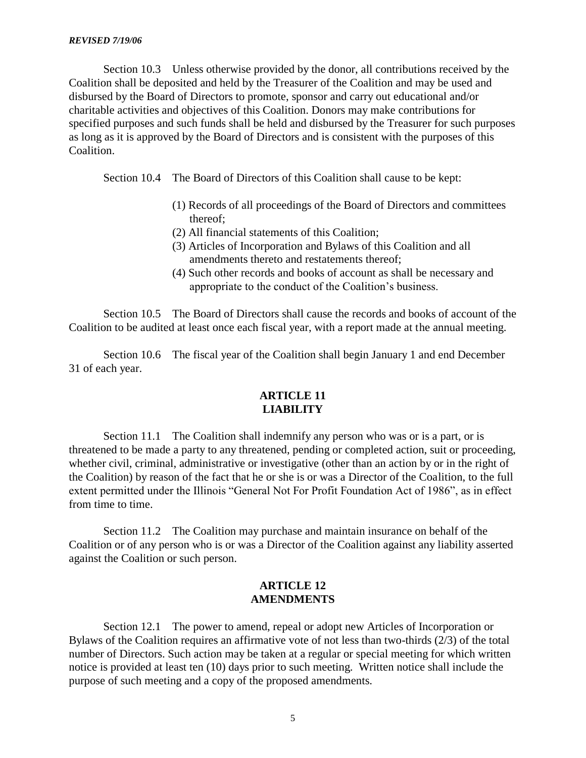Section 10.3 Unless otherwise provided by the donor, all contributions received by the Coalition shall be deposited and held by the Treasurer of the Coalition and may be used and disbursed by the Board of Directors to promote, sponsor and carry out educational and/or charitable activities and objectives of this Coalition. Donors may make contributions for specified purposes and such funds shall be held and disbursed by the Treasurer for such purposes as long as it is approved by the Board of Directors and is consistent with the purposes of this Coalition.

Section 10.4 The Board of Directors of this Coalition shall cause to be kept:

(1) Records of all proceedings of the Board of Directors and committees thereof;
(2) All financial statements of this Coalition;
(3) Articles of Incorporation and Bylaws of this Coalition and all amendments thereto and restatements thereof;
(4) Such other records and books of account as shall be necessary and appropriate to the conduct of the Coalition's business.

Section 10.5 The Board of Directors shall cause the records and books of account of the Coalition to be audited at least once each fiscal year, with a report made at the annual meeting.

Section 10.6 The fiscal year of the Coalition shall begin January 1 and end December 31 of each year.

## ARTICLE 11
## LIABILITY

Section 11.1 The Coalition shall indemnify any person who was or is a part, or is threatened to be made a party to any threatened, pending or completed action, suit or proceeding, whether civil, criminal, administrative or investigative (other than an action by or in the right of the Coalition) by reason of the fact that he or she is or was a Director of the Coalition, to the full extent permitted under the Illinois "General Not For Profit Foundation Act of 1986", as in effect from time to time.

Section 11.2 The Coalition may purchase and maintain insurance on behalf of the Coalition or of any person who is or was a Director of the Coalition against any liability asserted against the Coalition or such person.

## ARTICLE 12
## AMENDMENTS

Section 12.1 The power to amend, repeal or adopt new Articles of Incorporation or Bylaws of the Coalition requires an affirmative vote of not less than two-thirds (2/3) of the total number of Directors. Such action may be taken at a regular or special meeting for which written notice is provided at least ten (10) days prior to such meeting. Written notice shall include the purpose of such meeting and a copy of the proposed amendments.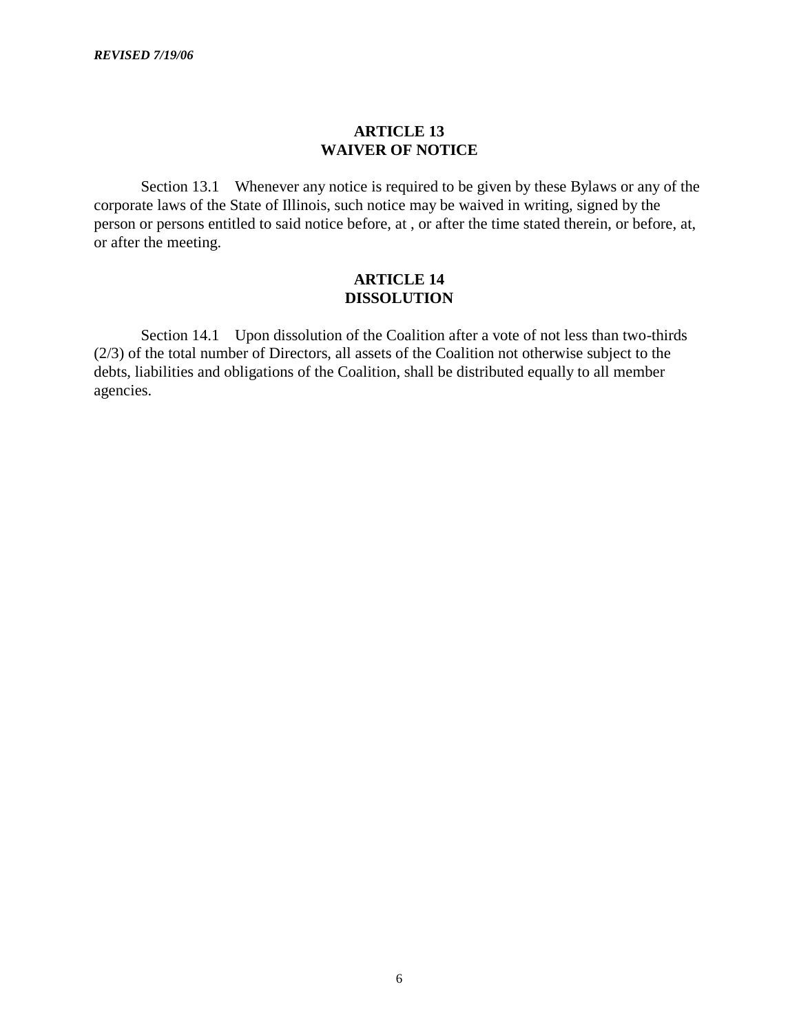*REVISED 7/19/06*

## ARTICLE 13
## WAIVER OF NOTICE

Section 13.1 Whenever any notice is required to be given by these Bylaws or any of the corporate laws of the State of Illinois, such notice may be waived in writing, signed by the person or persons entitled to said notice before, at , or after the time stated therein, or before, at, or after the meeting.

## ARTICLE 14
## DISSOLUTION

Section 14.1 Upon dissolution of the Coalition after a vote of not less than two-thirds (2/3) of the total number of Directors, all assets of the Coalition not otherwise subject to the debts, liabilities and obligations of the Coalition, shall be distributed equally to all member agencies.